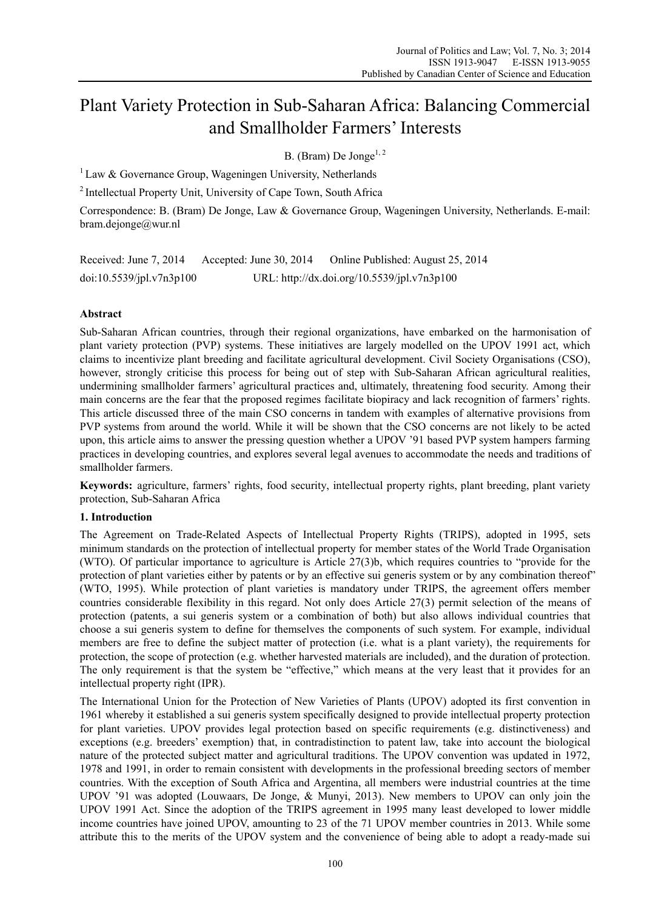# Plant Variety Protection in Sub-Saharan Africa: Balancing Commercial and Smallholder Farmers' Interests

B. (Bram) De Jonge[1, 2]

[1] Law & Governance Group, Wageningen University, Netherlands

[2] Intellectual Property Unit, University of Cape Town, South Africa

Correspondence: B. (Bram) De Jonge, Law & Governance Group, Wageningen University, Netherlands. E-mail: bram.dejonge@wur.nl

Received: June 7, 2014 Accepted: June 30, 2014 Online Published: August 25, 2014

doi:10.5539/jpl.v7n3p100 URL: http://dx.doi.org/10.5539/jpl.v7n3p100

## Abstract

Sub-Saharan African countries, through their regional organizations, have embarked on the harmonisation of plant variety protection (PVP) systems. These initiatives are largely modelled on the UPOV 1991 act, which claims to incentivize plant breeding and facilitate agricultural development. Civil Society Organisations (CSO), however, strongly criticise this process for being out of step with Sub-Saharan African agricultural realities, undermining smallholder farmers' agricultural practices and, ultimately, threatening food security. Among their main concerns are the fear that the proposed regimes facilitate biopiracy and lack recognition of farmers' rights. This article discussed three of the main CSO concerns in tandem with examples of alternative provisions from PVP systems from around the world. While it will be shown that the CSO concerns are not likely to be acted upon, this article aims to answer the pressing question whether a UPOV '91 based PVP system hampers farming practices in developing countries, and explores several legal avenues to accommodate the needs and traditions of smallholder farmers.

**Keywords:** agriculture, farmers' rights, food security, intellectual property rights, plant breeding, plant variety protection, Sub-Saharan Africa

## 1. Introduction

The Agreement on Trade-Related Aspects of Intellectual Property Rights (TRIPS), adopted in 1995, sets minimum standards on the protection of intellectual property for member states of the World Trade Organisation (WTO). Of particular importance to agriculture is Article 27(3)b, which requires countries to "provide for the protection of plant varieties either by patents or by an effective sui generis system or by any combination thereof" (WTO, 1995). While protection of plant varieties is mandatory under TRIPS, the agreement offers member countries considerable flexibility in this regard. Not only does Article 27(3) permit selection of the means of protection (patents, a sui generis system or a combination of both) but also allows individual countries that choose a sui generis system to define for themselves the components of such system. For example, individual members are free to define the subject matter of protection (i.e. what is a plant variety), the requirements for protection, the scope of protection (e.g. whether harvested materials are included), and the duration of protection. The only requirement is that the system be "effective," which means at the very least that it provides for an intellectual property right (IPR).

The International Union for the Protection of New Varieties of Plants (UPOV) adopted its first convention in 1961 whereby it established a sui generis system specifically designed to provide intellectual property protection for plant varieties. UPOV provides legal protection based on specific requirements (e.g. distinctiveness) and exceptions (e.g. breeders' exemption) that, in contradistinction to patent law, take into account the biological nature of the protected subject matter and agricultural traditions. The UPOV convention was updated in 1972, 1978 and 1991, in order to remain consistent with developments in the professional breeding sectors of member countries. With the exception of South Africa and Argentina, all members were industrial countries at the time UPOV '91 was adopted (Louwaars, De Jonge, & Munyi, 2013). New members to UPOV can only join the UPOV 1991 Act. Since the adoption of the TRIPS agreement in 1995 many least developed to lower middle income countries have joined UPOV, amounting to 23 of the 71 UPOV member countries in 2013. While some attribute this to the merits of the UPOV system and the convenience of being able to adopt a ready-made sui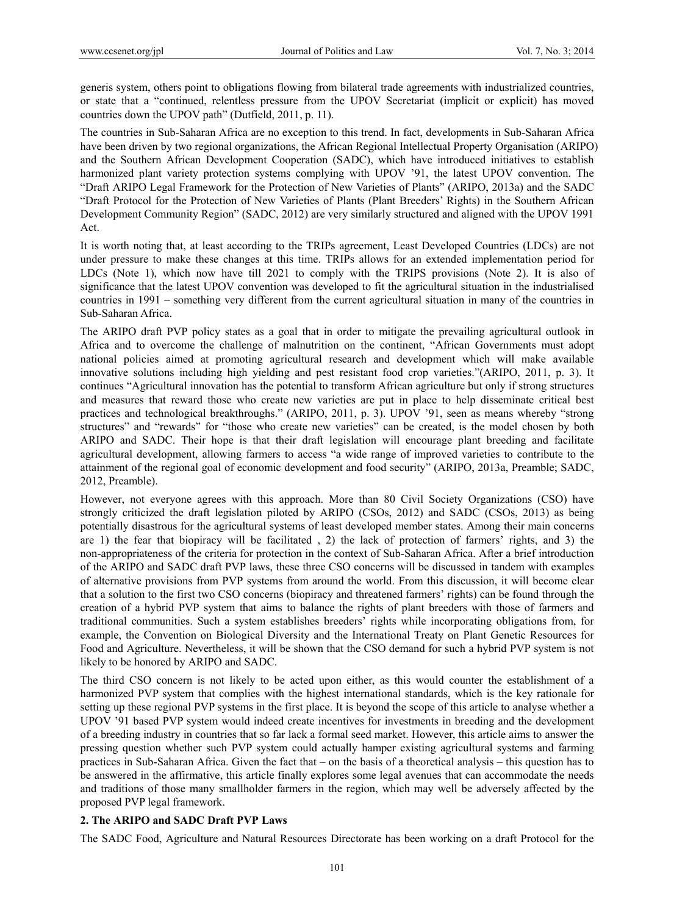generis system, others point to obligations flowing from bilateral trade agreements with industrialized countries, or state that a "continued, relentless pressure from the UPOV Secretariat (implicit or explicit) has moved countries down the UPOV path" (Dutfield, 2011, p. 11).

The countries in Sub-Saharan Africa are no exception to this trend. In fact, developments in Sub-Saharan Africa have been driven by two regional organizations, the African Regional Intellectual Property Organisation (ARIPO) and the Southern African Development Cooperation (SADC), which have introduced initiatives to establish harmonized plant variety protection systems complying with UPOV '91, the latest UPOV convention. The "Draft ARIPO Legal Framework for the Protection of New Varieties of Plants" (ARIPO, 2013a) and the SADC "Draft Protocol for the Protection of New Varieties of Plants (Plant Breeders' Rights) in the Southern African Development Community Region" (SADC, 2012) are very similarly structured and aligned with the UPOV 1991 Act.

It is worth noting that, at least according to the TRIPs agreement, Least Developed Countries (LDCs) are not under pressure to make these changes at this time. TRIPs allows for an extended implementation period for LDCs (Note 1), which now have till 2021 to comply with the TRIPS provisions (Note 2). It is also of significance that the latest UPOV convention was developed to fit the agricultural situation in the industrialised countries in 1991 – something very different from the current agricultural situation in many of the countries in Sub-Saharan Africa.

The ARIPO draft PVP policy states as a goal that in order to mitigate the prevailing agricultural outlook in Africa and to overcome the challenge of malnutrition on the continent, "African Governments must adopt national policies aimed at promoting agricultural research and development which will make available innovative solutions including high yielding and pest resistant food crop varieties."(ARIPO, 2011, p. 3). It continues "Agricultural innovation has the potential to transform African agriculture but only if strong structures and measures that reward those who create new varieties are put in place to help disseminate critical best practices and technological breakthroughs." (ARIPO, 2011, p. 3). UPOV '91, seen as means whereby "strong structures" and "rewards" for "those who create new varieties" can be created, is the model chosen by both ARIPO and SADC. Their hope is that their draft legislation will encourage plant breeding and facilitate agricultural development, allowing farmers to access "a wide range of improved varieties to contribute to the attainment of the regional goal of economic development and food security" (ARIPO, 2013a, Preamble; SADC, 2012, Preamble).

However, not everyone agrees with this approach. More than 80 Civil Society Organizations (CSO) have strongly criticized the draft legislation piloted by ARIPO (CSOs, 2012) and SADC (CSOs, 2013) as being potentially disastrous for the agricultural systems of least developed member states. Among their main concerns are 1) the fear that biopiracy will be facilitated , 2) the lack of protection of farmers' rights, and 3) the non-appropriateness of the criteria for protection in the context of Sub-Saharan Africa. After a brief introduction of the ARIPO and SADC draft PVP laws, these three CSO concerns will be discussed in tandem with examples of alternative provisions from PVP systems from around the world. From this discussion, it will become clear that a solution to the first two CSO concerns (biopiracy and threatened farmers' rights) can be found through the creation of a hybrid PVP system that aims to balance the rights of plant breeders with those of farmers and traditional communities. Such a system establishes breeders' rights while incorporating obligations from, for example, the Convention on Biological Diversity and the International Treaty on Plant Genetic Resources for Food and Agriculture. Nevertheless, it will be shown that the CSO demand for such a hybrid PVP system is not likely to be honored by ARIPO and SADC.

The third CSO concern is not likely to be acted upon either, as this would counter the establishment of a harmonized PVP system that complies with the highest international standards, which is the key rationale for setting up these regional PVP systems in the first place. It is beyond the scope of this article to analyse whether a UPOV '91 based PVP system would indeed create incentives for investments in breeding and the development of a breeding industry in countries that so far lack a formal seed market. However, this article aims to answer the pressing question whether such PVP system could actually hamper existing agricultural systems and farming practices in Sub-Saharan Africa. Given the fact that – on the basis of a theoretical analysis – this question has to be answered in the affirmative, this article finally explores some legal avenues that can accommodate the needs and traditions of those many smallholder farmers in the region, which may well be adversely affected by the proposed PVP legal framework.

## 2. The ARIPO and SADC Draft PVP Laws

The SADC Food, Agriculture and Natural Resources Directorate has been working on a draft Protocol for the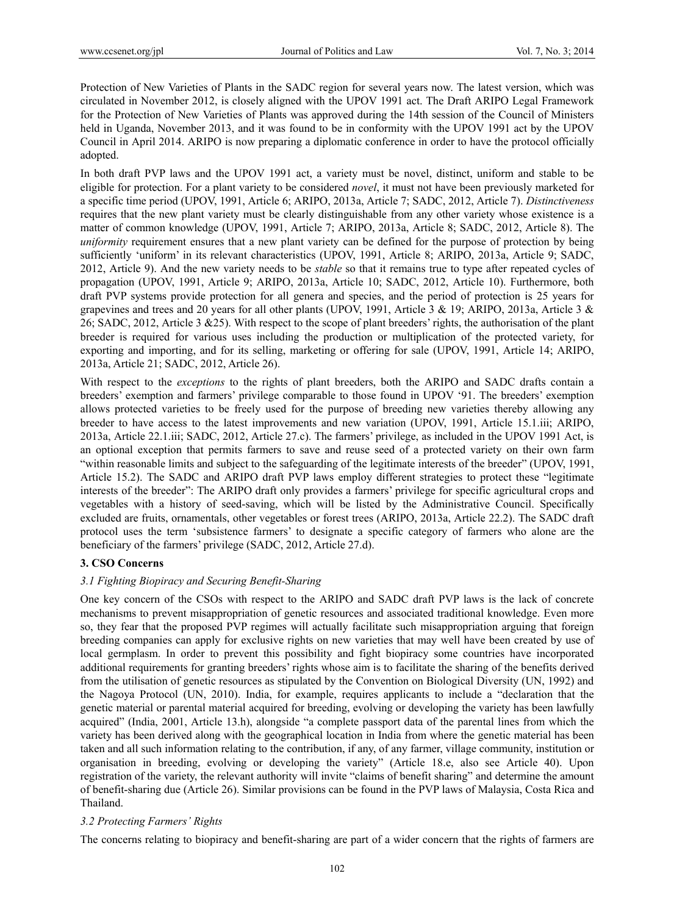Protection of New Varieties of Plants in the SADC region for several years now. The latest version, which was circulated in November 2012, is closely aligned with the UPOV 1991 act. The Draft ARIPO Legal Framework for the Protection of New Varieties of Plants was approved during the 14th session of the Council of Ministers held in Uganda, November 2013, and it was found to be in conformity with the UPOV 1991 act by the UPOV Council in April 2014. ARIPO is now preparing a diplomatic conference in order to have the protocol officially adopted.

In both draft PVP laws and the UPOV 1991 act, a variety must be novel, distinct, uniform and stable to be eligible for protection. For a plant variety to be considered *novel*, it must not have been previously marketed for a specific time period (UPOV, 1991, Article 6; ARIPO, 2013a, Article 7; SADC, 2012, Article 7). *Distinctiveness* requires that the new plant variety must be clearly distinguishable from any other variety whose existence is a matter of common knowledge (UPOV, 1991, Article 7; ARIPO, 2013a, Article 8; SADC, 2012, Article 8). The *uniformity* requirement ensures that a new plant variety can be defined for the purpose of protection by being sufficiently 'uniform' in its relevant characteristics (UPOV, 1991, Article 8; ARIPO, 2013a, Article 9; SADC, 2012, Article 9). And the new variety needs to be *stable* so that it remains true to type after repeated cycles of propagation (UPOV, 1991, Article 9; ARIPO, 2013a, Article 10; SADC, 2012, Article 10). Furthermore, both draft PVP systems provide protection for all genera and species, and the period of protection is 25 years for grapevines and trees and 20 years for all other plants (UPOV, 1991, Article 3 & 19; ARIPO, 2013a, Article 3 & 26; SADC, 2012, Article 3 &25). With respect to the scope of plant breeders' rights, the authorisation of the plant breeder is required for various uses including the production or multiplication of the protected variety, for exporting and importing, and for its selling, marketing or offering for sale (UPOV, 1991, Article 14; ARIPO, 2013a, Article 21; SADC, 2012, Article 26).

With respect to the *exceptions* to the rights of plant breeders, both the ARIPO and SADC drafts contain a breeders' exemption and farmers' privilege comparable to those found in UPOV '91. The breeders' exemption allows protected varieties to be freely used for the purpose of breeding new varieties thereby allowing any breeder to have access to the latest improvements and new variation (UPOV, 1991, Article 15.1.iii; ARIPO, 2013a, Article 22.1.iii; SADC, 2012, Article 27.c). The farmers' privilege, as included in the UPOV 1991 Act, is an optional exception that permits farmers to save and reuse seed of a protected variety on their own farm "within reasonable limits and subject to the safeguarding of the legitimate interests of the breeder" (UPOV, 1991, Article 15.2). The SADC and ARIPO draft PVP laws employ different strategies to protect these "legitimate interests of the breeder": The ARIPO draft only provides a farmers' privilege for specific agricultural crops and vegetables with a history of seed-saving, which will be listed by the Administrative Council. Specifically excluded are fruits, ornamentals, other vegetables or forest trees (ARIPO, 2013a, Article 22.2). The SADC draft protocol uses the term 'subsistence farmers' to designate a specific category of farmers who alone are the beneficiary of the farmers' privilege (SADC, 2012, Article 27.d).

## 3. CSO Concerns

### *3.1 Fighting Biopiracy and Securing Benefit-Sharing*

One key concern of the CSOs with respect to the ARIPO and SADC draft PVP laws is the lack of concrete mechanisms to prevent misappropriation of genetic resources and associated traditional knowledge. Even more so, they fear that the proposed PVP regimes will actually facilitate such misappropriation arguing that foreign breeding companies can apply for exclusive rights on new varieties that may well have been created by use of local germplasm. In order to prevent this possibility and fight biopiracy some countries have incorporated additional requirements for granting breeders' rights whose aim is to facilitate the sharing of the benefits derived from the utilisation of genetic resources as stipulated by the Convention on Biological Diversity (UN, 1992) and the Nagoya Protocol (UN, 2010). India, for example, requires applicants to include a "declaration that the genetic material or parental material acquired for breeding, evolving or developing the variety has been lawfully acquired" (India, 2001, Article 13.h), alongside "a complete passport data of the parental lines from which the variety has been derived along with the geographical location in India from where the genetic material has been taken and all such information relating to the contribution, if any, of any farmer, village community, institution or organisation in breeding, evolving or developing the variety" (Article 18.e, also see Article 40). Upon registration of the variety, the relevant authority will invite "claims of benefit sharing" and determine the amount of benefit-sharing due (Article 26). Similar provisions can be found in the PVP laws of Malaysia, Costa Rica and Thailand.

### *3.2 Protecting Farmers' Rights*

The concerns relating to biopiracy and benefit-sharing are part of a wider concern that the rights of farmers are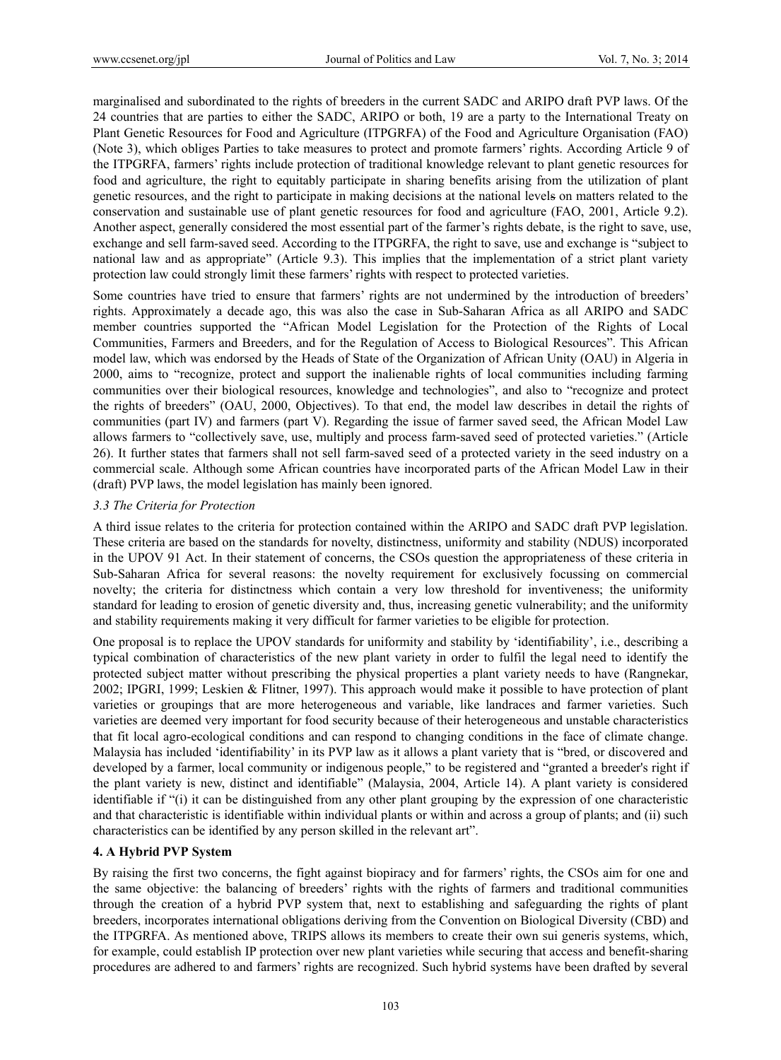marginalised and subordinated to the rights of breeders in the current SADC and ARIPO draft PVP laws. Of the 24 countries that are parties to either the SADC, ARIPO or both, 19 are a party to the International Treaty on Plant Genetic Resources for Food and Agriculture (ITPGRFA) of the Food and Agriculture Organisation (FAO) (Note 3), which obliges Parties to take measures to protect and promote farmers' rights. According Article 9 of the ITPGRFA, farmers' rights include protection of traditional knowledge relevant to plant genetic resources for food and agriculture, the right to equitably participate in sharing benefits arising from the utilization of plant genetic resources, and the right to participate in making decisions at the national levels on matters related to the conservation and sustainable use of plant genetic resources for food and agriculture (FAO, 2001, Article 9.2). Another aspect, generally considered the most essential part of the farmer's rights debate, is the right to save, use, exchange and sell farm-saved seed. According to the ITPGRFA, the right to save, use and exchange is "subject to national law and as appropriate" (Article 9.3). This implies that the implementation of a strict plant variety protection law could strongly limit these farmers' rights with respect to protected varieties.

Some countries have tried to ensure that farmers' rights are not undermined by the introduction of breeders' rights. Approximately a decade ago, this was also the case in Sub-Saharan Africa as all ARIPO and SADC member countries supported the "African Model Legislation for the Protection of the Rights of Local Communities, Farmers and Breeders, and for the Regulation of Access to Biological Resources". This African model law, which was endorsed by the Heads of State of the Organization of African Unity (OAU) in Algeria in 2000, aims to "recognize, protect and support the inalienable rights of local communities including farming communities over their biological resources, knowledge and technologies", and also to "recognize and protect the rights of breeders" (OAU, 2000, Objectives). To that end, the model law describes in detail the rights of communities (part IV) and farmers (part V). Regarding the issue of farmer saved seed, the African Model Law allows farmers to "collectively save, use, multiply and process farm-saved seed of protected varieties." (Article 26). It further states that farmers shall not sell farm-saved seed of a protected variety in the seed industry on a commercial scale. Although some African countries have incorporated parts of the African Model Law in their (draft) PVP laws, the model legislation has mainly been ignored.

### *3.3 The Criteria for Protection*

A third issue relates to the criteria for protection contained within the ARIPO and SADC draft PVP legislation. These criteria are based on the standards for novelty, distinctness, uniformity and stability (NDUS) incorporated in the UPOV 91 Act. In their statement of concerns, the CSOs question the appropriateness of these criteria in Sub-Saharan Africa for several reasons: the novelty requirement for exclusively focussing on commercial novelty; the criteria for distinctness which contain a very low threshold for inventiveness; the uniformity standard for leading to erosion of genetic diversity and, thus, increasing genetic vulnerability; and the uniformity and stability requirements making it very difficult for farmer varieties to be eligible for protection.

One proposal is to replace the UPOV standards for uniformity and stability by 'identifiability', i.e., describing a typical combination of characteristics of the new plant variety in order to fulfil the legal need to identify the protected subject matter without prescribing the physical properties a plant variety needs to have (Rangnekar, 2002; IPGRI, 1999; Leskien & Flitner, 1997). This approach would make it possible to have protection of plant varieties or groupings that are more heterogeneous and variable, like landraces and farmer varieties. Such varieties are deemed very important for food security because of their heterogeneous and unstable characteristics that fit local agro-ecological conditions and can respond to changing conditions in the face of climate change. Malaysia has included 'identifiability' in its PVP law as it allows a plant variety that is "bred, or discovered and developed by a farmer, local community or indigenous people," to be registered and "granted a breeder's right if the plant variety is new, distinct and identifiable" (Malaysia, 2004, Article 14). A plant variety is considered identifiable if "(i) it can be distinguished from any other plant grouping by the expression of one characteristic and that characteristic is identifiable within individual plants or within and across a group of plants; and (ii) such characteristics can be identified by any person skilled in the relevant art".

## 4. A Hybrid PVP System

By raising the first two concerns, the fight against biopiracy and for farmers' rights, the CSOs aim for one and the same objective: the balancing of breeders' rights with the rights of farmers and traditional communities through the creation of a hybrid PVP system that, next to establishing and safeguarding the rights of plant breeders, incorporates international obligations deriving from the Convention on Biological Diversity (CBD) and the ITPGRFA. As mentioned above, TRIPS allows its members to create their own sui generis systems, which, for example, could establish IP protection over new plant varieties while securing that access and benefit-sharing procedures are adhered to and farmers' rights are recognized. Such hybrid systems have been drafted by several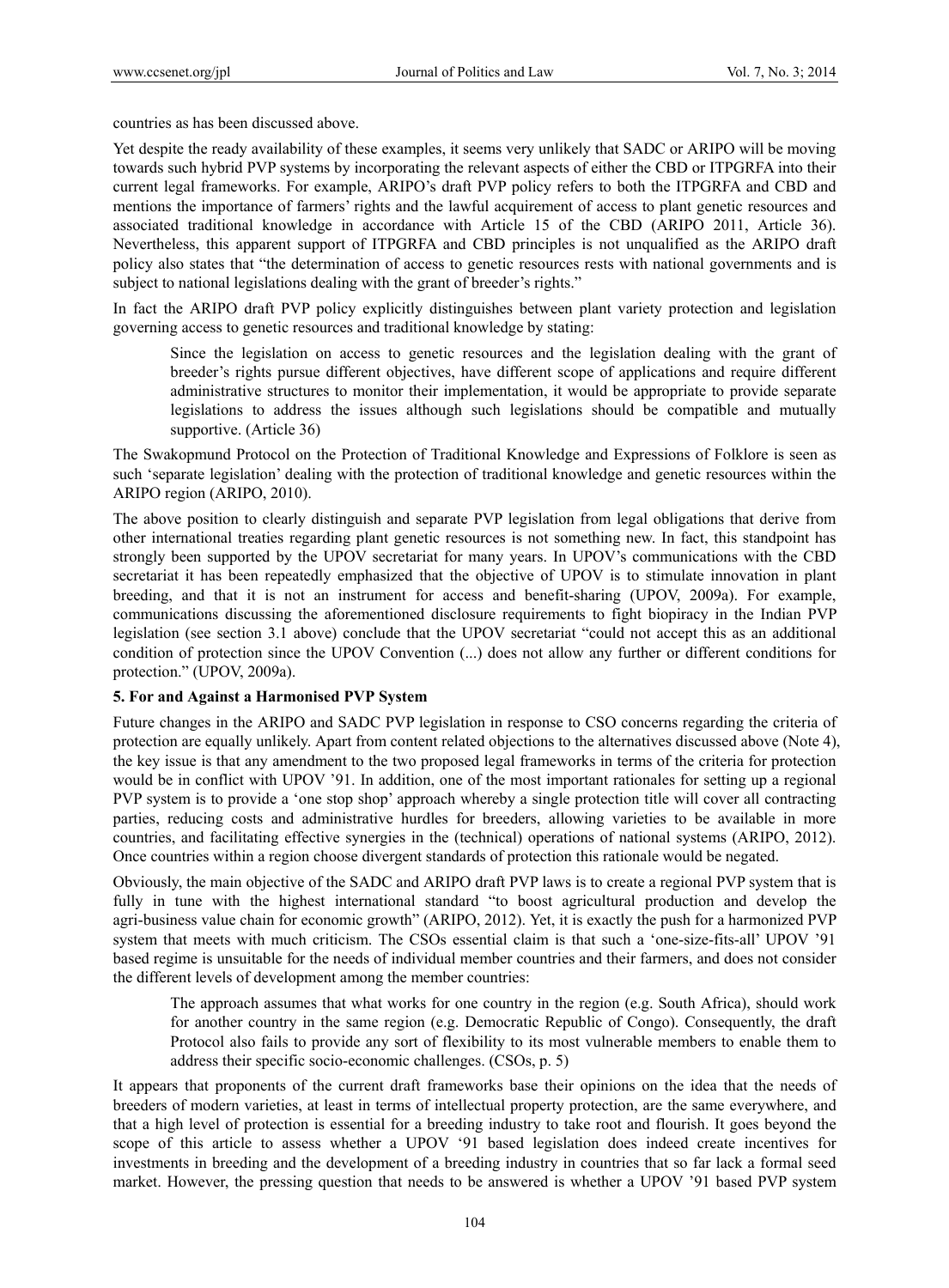countries as has been discussed above.

Yet despite the ready availability of these examples, it seems very unlikely that SADC or ARIPO will be moving towards such hybrid PVP systems by incorporating the relevant aspects of either the CBD or ITPGRFA into their current legal frameworks. For example, ARIPO's draft PVP policy refers to both the ITPGRFA and CBD and mentions the importance of farmers' rights and the lawful acquirement of access to plant genetic resources and associated traditional knowledge in accordance with Article 15 of the CBD (ARIPO 2011, Article 36). Nevertheless, this apparent support of ITPGRFA and CBD principles is not unqualified as the ARIPO draft policy also states that "the determination of access to genetic resources rests with national governments and is subject to national legislations dealing with the grant of breeder's rights."

In fact the ARIPO draft PVP policy explicitly distinguishes between plant variety protection and legislation governing access to genetic resources and traditional knowledge by stating:

> Since the legislation on access to genetic resources and the legislation dealing with the grant of breeder's rights pursue different objectives, have different scope of applications and require different administrative structures to monitor their implementation, it would be appropriate to provide separate legislations to address the issues although such legislations should be compatible and mutually supportive. (Article 36)

The Swakopmund Protocol on the Protection of Traditional Knowledge and Expressions of Folklore is seen as such 'separate legislation' dealing with the protection of traditional knowledge and genetic resources within the ARIPO region (ARIPO, 2010).

The above position to clearly distinguish and separate PVP legislation from legal obligations that derive from other international treaties regarding plant genetic resources is not something new. In fact, this standpoint has strongly been supported by the UPOV secretariat for many years. In UPOV's communications with the CBD secretariat it has been repeatedly emphasized that the objective of UPOV is to stimulate innovation in plant breeding, and that it is not an instrument for access and benefit-sharing (UPOV, 2009a). For example, communications discussing the aforementioned disclosure requirements to fight biopiracy in the Indian PVP legislation (see section 3.1 above) conclude that the UPOV secretariat "could not accept this as an additional condition of protection since the UPOV Convention (...) does not allow any further or different conditions for protection." (UPOV, 2009a).

## 5. For and Against a Harmonised PVP System

Future changes in the ARIPO and SADC PVP legislation in response to CSO concerns regarding the criteria of protection are equally unlikely. Apart from content related objections to the alternatives discussed above (Note 4), the key issue is that any amendment to the two proposed legal frameworks in terms of the criteria for protection would be in conflict with UPOV '91. In addition, one of the most important rationales for setting up a regional PVP system is to provide a 'one stop shop' approach whereby a single protection title will cover all contracting parties, reducing costs and administrative hurdles for breeders, allowing varieties to be available in more countries, and facilitating effective synergies in the (technical) operations of national systems (ARIPO, 2012). Once countries within a region choose divergent standards of protection this rationale would be negated.

Obviously, the main objective of the SADC and ARIPO draft PVP laws is to create a regional PVP system that is fully in tune with the highest international standard "to boost agricultural production and develop the agri-business value chain for economic growth" (ARIPO, 2012). Yet, it is exactly the push for a harmonized PVP system that meets with much criticism. The CSOs essential claim is that such a 'one-size-fits-all' UPOV '91 based regime is unsuitable for the needs of individual member countries and their farmers, and does not consider the different levels of development among the member countries:

> The approach assumes that what works for one country in the region (e.g. South Africa), should work for another country in the same region (e.g. Democratic Republic of Congo). Consequently, the draft Protocol also fails to provide any sort of flexibility to its most vulnerable members to enable them to address their specific socio-economic challenges. (CSOs, p. 5)

It appears that proponents of the current draft frameworks base their opinions on the idea that the needs of breeders of modern varieties, at least in terms of intellectual property protection, are the same everywhere, and that a high level of protection is essential for a breeding industry to take root and flourish. It goes beyond the scope of this article to assess whether a UPOV '91 based legislation does indeed create incentives for investments in breeding and the development of a breeding industry in countries that so far lack a formal seed market. However, the pressing question that needs to be answered is whether a UPOV '91 based PVP system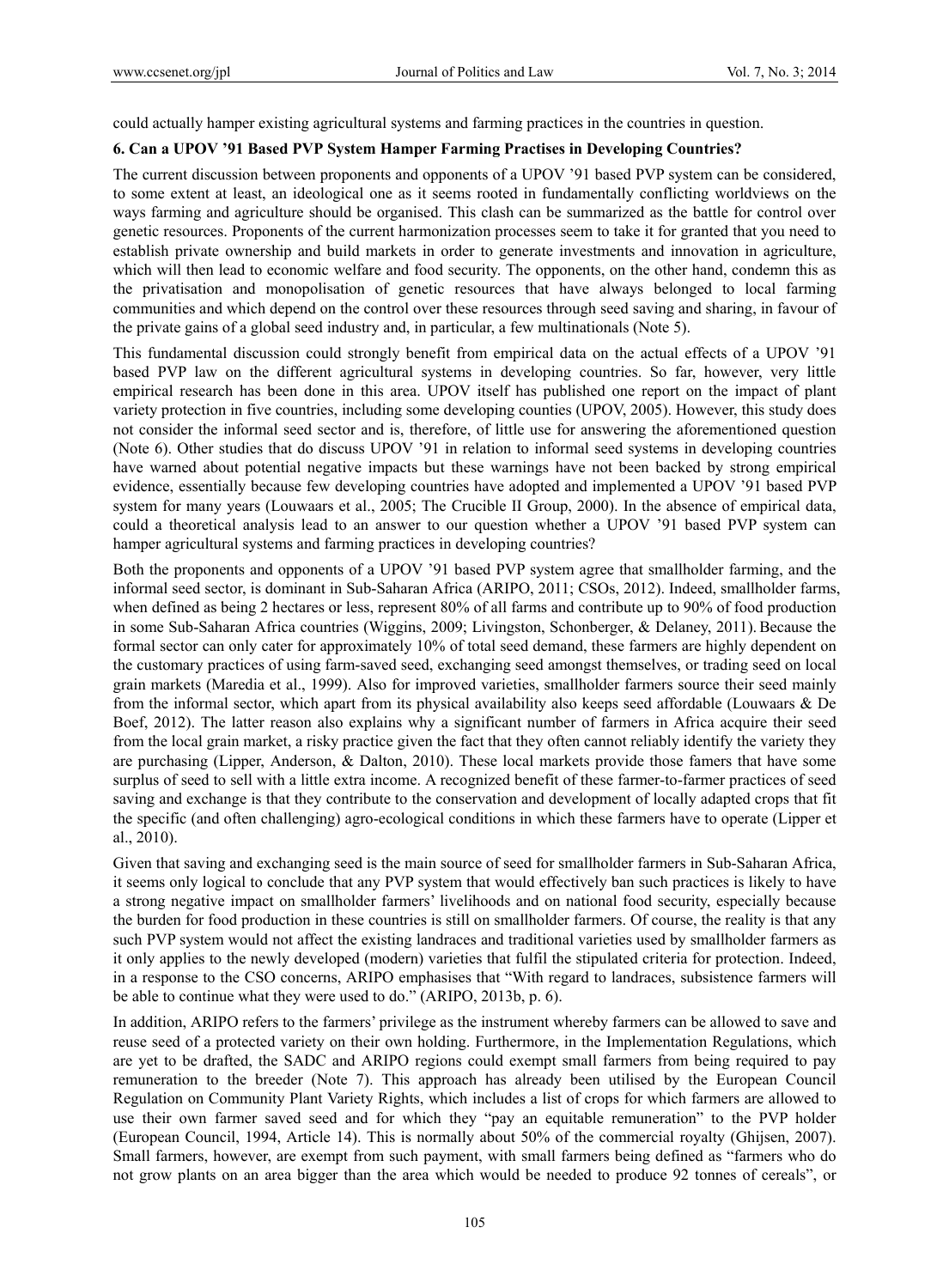could actually hamper existing agricultural systems and farming practices in the countries in question.

### 6. Can a UPOV '91 Based PVP System Hamper Farming Practises in Developing Countries?

The current discussion between proponents and opponents of a UPOV '91 based PVP system can be considered, to some extent at least, an ideological one as it seems rooted in fundamentally conflicting worldviews on the ways farming and agriculture should be organised. This clash can be summarized as the battle for control over genetic resources. Proponents of the current harmonization processes seem to take it for granted that you need to establish private ownership and build markets in order to generate investments and innovation in agriculture, which will then lead to economic welfare and food security. The opponents, on the other hand, condemn this as the privatisation and monopolisation of genetic resources that have always belonged to local farming communities and which depend on the control over these resources through seed saving and sharing, in favour of the private gains of a global seed industry and, in particular, a few multinationals (Note 5).

This fundamental discussion could strongly benefit from empirical data on the actual effects of a UPOV '91 based PVP law on the different agricultural systems in developing countries. So far, however, very little empirical research has been done in this area. UPOV itself has published one report on the impact of plant variety protection in five countries, including some developing counties (UPOV, 2005). However, this study does not consider the informal seed sector and is, therefore, of little use for answering the aforementioned question (Note 6). Other studies that do discuss UPOV '91 in relation to informal seed systems in developing countries have warned about potential negative impacts but these warnings have not been backed by strong empirical evidence, essentially because few developing countries have adopted and implemented a UPOV '91 based PVP system for many years (Louwaars et al., 2005; The Crucible II Group, 2000). In the absence of empirical data, could a theoretical analysis lead to an answer to our question whether a UPOV '91 based PVP system can hamper agricultural systems and farming practices in developing countries?

Both the proponents and opponents of a UPOV '91 based PVP system agree that smallholder farming, and the informal seed sector, is dominant in Sub-Saharan Africa (ARIPO, 2011; CSOs, 2012). Indeed, smallholder farms, when defined as being 2 hectares or less, represent 80% of all farms and contribute up to 90% of food production in some Sub-Saharan Africa countries (Wiggins, 2009; Livingston, Schonberger, & Delaney, 2011). Because the formal sector can only cater for approximately 10% of total seed demand, these farmers are highly dependent on the customary practices of using farm-saved seed, exchanging seed amongst themselves, or trading seed on local grain markets (Maredia et al., 1999). Also for improved varieties, smallholder farmers source their seed mainly from the informal sector, which apart from its physical availability also keeps seed affordable (Louwaars & De Boef, 2012). The latter reason also explains why a significant number of farmers in Africa acquire their seed from the local grain market, a risky practice given the fact that they often cannot reliably identify the variety they are purchasing (Lipper, Anderson, & Dalton, 2010). These local markets provide those famers that have some surplus of seed to sell with a little extra income. A recognized benefit of these farmer-to-farmer practices of seed saving and exchange is that they contribute to the conservation and development of locally adapted crops that fit the specific (and often challenging) agro-ecological conditions in which these farmers have to operate (Lipper et al., 2010).

Given that saving and exchanging seed is the main source of seed for smallholder farmers in Sub-Saharan Africa, it seems only logical to conclude that any PVP system that would effectively ban such practices is likely to have a strong negative impact on smallholder farmers' livelihoods and on national food security, especially because the burden for food production in these countries is still on smallholder farmers. Of course, the reality is that any such PVP system would not affect the existing landraces and traditional varieties used by smallholder farmers as it only applies to the newly developed (modern) varieties that fulfil the stipulated criteria for protection. Indeed, in a response to the CSO concerns, ARIPO emphasises that "With regard to landraces, subsistence farmers will be able to continue what they were used to do." (ARIPO, 2013b, p. 6).

In addition, ARIPO refers to the farmers' privilege as the instrument whereby farmers can be allowed to save and reuse seed of a protected variety on their own holding. Furthermore, in the Implementation Regulations, which are yet to be drafted, the SADC and ARIPO regions could exempt small farmers from being required to pay remuneration to the breeder (Note 7). This approach has already been utilised by the European Council Regulation on Community Plant Variety Rights, which includes a list of crops for which farmers are allowed to use their own farmer saved seed and for which they "pay an equitable remuneration" to the PVP holder (European Council, 1994, Article 14). This is normally about 50% of the commercial royalty (Ghijsen, 2007). Small farmers, however, are exempt from such payment, with small farmers being defined as "farmers who do not grow plants on an area bigger than the area which would be needed to produce 92 tonnes of cereals", or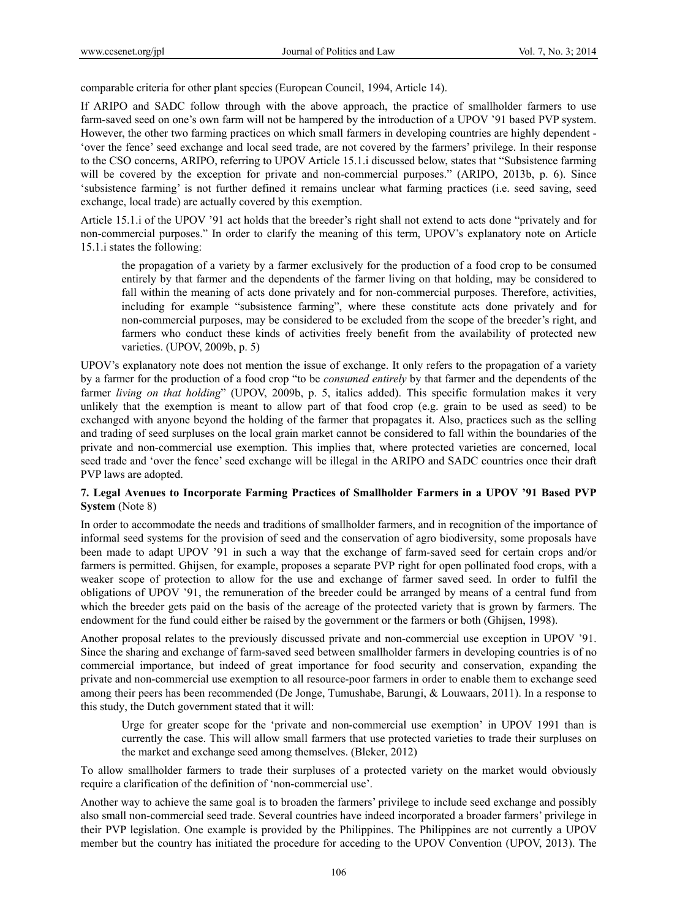comparable criteria for other plant species (European Council, 1994, Article 14).

If ARIPO and SADC follow through with the above approach, the practice of smallholder farmers to use farm-saved seed on one's own farm will not be hampered by the introduction of a UPOV '91 based PVP system. However, the other two farming practices on which small farmers in developing countries are highly dependent - 'over the fence' seed exchange and local seed trade, are not covered by the farmers' privilege. In their response to the CSO concerns, ARIPO, referring to UPOV Article 15.1.i discussed below, states that "Subsistence farming will be covered by the exception for private and non-commercial purposes." (ARIPO, 2013b, p. 6). Since 'subsistence farming' is not further defined it remains unclear what farming practices (i.e. seed saving, seed exchange, local trade) are actually covered by this exemption.

Article 15.1.i of the UPOV '91 act holds that the breeder's right shall not extend to acts done "privately and for non-commercial purposes." In order to clarify the meaning of this term, UPOV's explanatory note on Article 15.1.i states the following:

> the propagation of a variety by a farmer exclusively for the production of a food crop to be consumed entirely by that farmer and the dependents of the farmer living on that holding, may be considered to fall within the meaning of acts done privately and for non-commercial purposes. Therefore, activities, including for example "subsistence farming", where these constitute acts done privately and for non-commercial purposes, may be considered to be excluded from the scope of the breeder's right, and farmers who conduct these kinds of activities freely benefit from the availability of protected new varieties. (UPOV, 2009b, p. 5)

UPOV's explanatory note does not mention the issue of exchange. It only refers to the propagation of a variety by a farmer for the production of a food crop "to be *consumed entirely* by that farmer and the dependents of the farmer *living on that holding*" (UPOV, 2009b, p. 5, italics added). This specific formulation makes it very unlikely that the exemption is meant to allow part of that food crop (e.g. grain to be used as seed) to be exchanged with anyone beyond the holding of the farmer that propagates it. Also, practices such as the selling and trading of seed surpluses on the local grain market cannot be considered to fall within the boundaries of the private and non-commercial use exemption. This implies that, where protected varieties are concerned, local seed trade and 'over the fence' seed exchange will be illegal in the ARIPO and SADC countries once their draft PVP laws are adopted.

## 7. Legal Avenues to Incorporate Farming Practices of Smallholder Farmers in a UPOV '91 Based PVP System (Note 8)

In order to accommodate the needs and traditions of smallholder farmers, and in recognition of the importance of informal seed systems for the provision of seed and the conservation of agro biodiversity, some proposals have been made to adapt UPOV '91 in such a way that the exchange of farm-saved seed for certain crops and/or farmers is permitted. Ghijsen, for example, proposes a separate PVP right for open pollinated food crops, with a weaker scope of protection to allow for the use and exchange of farmer saved seed. In order to fulfil the obligations of UPOV '91, the remuneration of the breeder could be arranged by means of a central fund from which the breeder gets paid on the basis of the acreage of the protected variety that is grown by farmers. The endowment for the fund could either be raised by the government or the farmers or both (Ghijsen, 1998).

Another proposal relates to the previously discussed private and non-commercial use exception in UPOV '91. Since the sharing and exchange of farm-saved seed between smallholder farmers in developing countries is of no commercial importance, but indeed of great importance for food security and conservation, expanding the private and non-commercial use exemption to all resource-poor farmers in order to enable them to exchange seed among their peers has been recommended (De Jonge, Tumushabe, Barungi, & Louwaars, 2011). In a response to this study, the Dutch government stated that it will:

> Urge for greater scope for the 'private and non-commercial use exemption' in UPOV 1991 than is currently the case. This will allow small farmers that use protected varieties to trade their surpluses on the market and exchange seed among themselves. (Bleker, 2012)

To allow smallholder farmers to trade their surpluses of a protected variety on the market would obviously require a clarification of the definition of 'non-commercial use'.

Another way to achieve the same goal is to broaden the farmers' privilege to include seed exchange and possibly also small non-commercial seed trade. Several countries have indeed incorporated a broader farmers' privilege in their PVP legislation. One example is provided by the Philippines. The Philippines are not currently a UPOV member but the country has initiated the procedure for acceding to the UPOV Convention (UPOV, 2013). The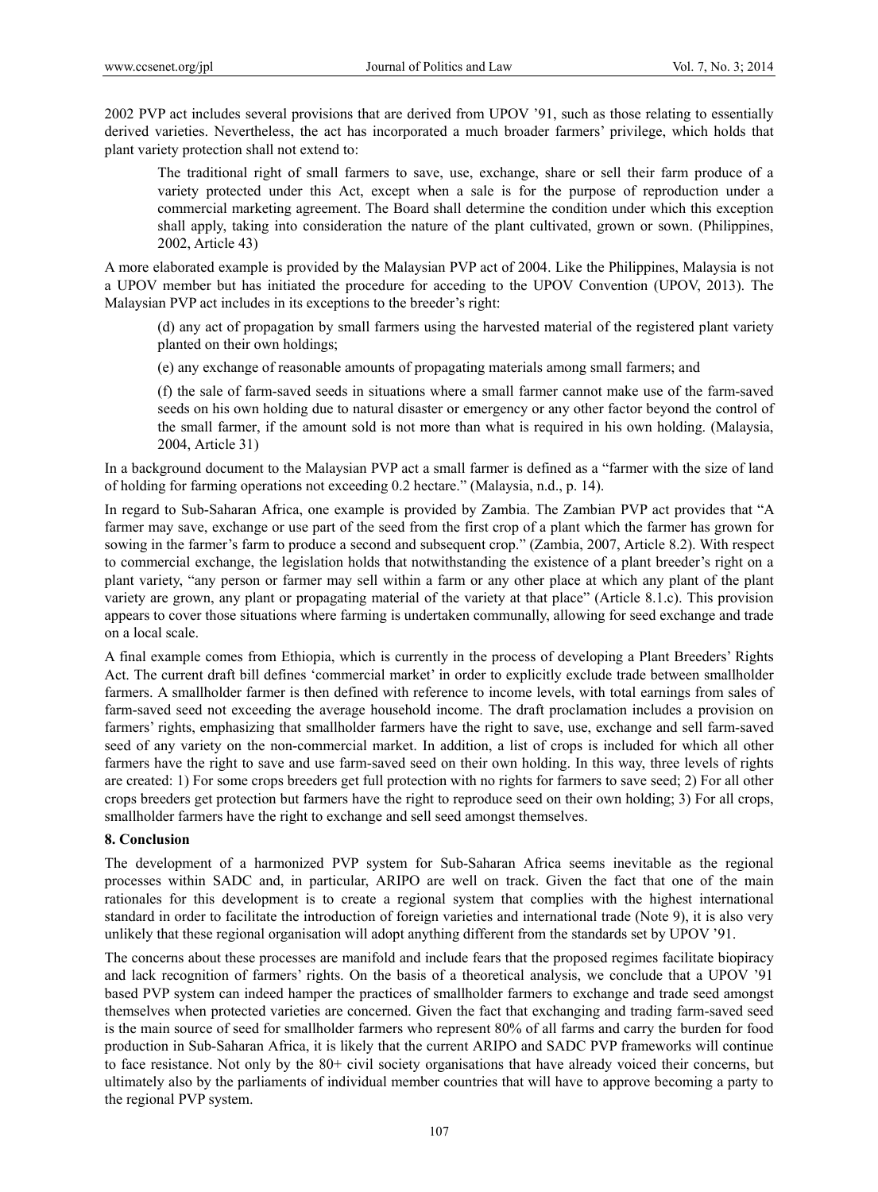2002 PVP act includes several provisions that are derived from UPOV '91, such as those relating to essentially derived varieties. Nevertheless, the act has incorporated a much broader farmers' privilege, which holds that plant variety protection shall not extend to:

> The traditional right of small farmers to save, use, exchange, share or sell their farm produce of a variety protected under this Act, except when a sale is for the purpose of reproduction under a commercial marketing agreement. The Board shall determine the condition under which this exception shall apply, taking into consideration the nature of the plant cultivated, grown or sown. (Philippines, 2002, Article 43)

A more elaborated example is provided by the Malaysian PVP act of 2004. Like the Philippines, Malaysia is not a UPOV member but has initiated the procedure for acceding to the UPOV Convention (UPOV, 2013). The Malaysian PVP act includes in its exceptions to the breeder's right:

> (d) any act of propagation by small farmers using the harvested material of the registered plant variety planted on their own holdings;
>
> (e) any exchange of reasonable amounts of propagating materials among small farmers; and
>
> (f) the sale of farm-saved seeds in situations where a small farmer cannot make use of the farm-saved seeds on his own holding due to natural disaster or emergency or any other factor beyond the control of the small farmer, if the amount sold is not more than what is required in his own holding. (Malaysia, 2004, Article 31)

In a background document to the Malaysian PVP act a small farmer is defined as a "farmer with the size of land of holding for farming operations not exceeding 0.2 hectare." (Malaysia, n.d., p. 14).

In regard to Sub-Saharan Africa, one example is provided by Zambia. The Zambian PVP act provides that "A farmer may save, exchange or use part of the seed from the first crop of a plant which the farmer has grown for sowing in the farmer's farm to produce a second and subsequent crop." (Zambia, 2007, Article 8.2). With respect to commercial exchange, the legislation holds that notwithstanding the existence of a plant breeder's right on a plant variety, "any person or farmer may sell within a farm or any other place at which any plant of the plant variety are grown, any plant or propagating material of the variety at that place" (Article 8.1.c). This provision appears to cover those situations where farming is undertaken communally, allowing for seed exchange and trade on a local scale.

A final example comes from Ethiopia, which is currently in the process of developing a Plant Breeders' Rights Act. The current draft bill defines 'commercial market' in order to explicitly exclude trade between smallholder farmers. A smallholder farmer is then defined with reference to income levels, with total earnings from sales of farm-saved seed not exceeding the average household income. The draft proclamation includes a provision on farmers' rights, emphasizing that smallholder farmers have the right to save, use, exchange and sell farm-saved seed of any variety on the non-commercial market. In addition, a list of crops is included for which all other farmers have the right to save and use farm-saved seed on their own holding. In this way, three levels of rights are created: 1) For some crops breeders get full protection with no rights for farmers to save seed; 2) For all other crops breeders get protection but farmers have the right to reproduce seed on their own holding; 3) For all crops, smallholder farmers have the right to exchange and sell seed amongst themselves.

## 8. Conclusion

The development of a harmonized PVP system for Sub-Saharan Africa seems inevitable as the regional processes within SADC and, in particular, ARIPO are well on track. Given the fact that one of the main rationales for this development is to create a regional system that complies with the highest international standard in order to facilitate the introduction of foreign varieties and international trade (Note 9), it is also very unlikely that these regional organisation will adopt anything different from the standards set by UPOV '91.

The concerns about these processes are manifold and include fears that the proposed regimes facilitate biopiracy and lack recognition of farmers' rights. On the basis of a theoretical analysis, we conclude that a UPOV '91 based PVP system can indeed hamper the practices of smallholder farmers to exchange and trade seed amongst themselves when protected varieties are concerned. Given the fact that exchanging and trading farm-saved seed is the main source of seed for smallholder farmers who represent 80% of all farms and carry the burden for food production in Sub-Saharan Africa, it is likely that the current ARIPO and SADC PVP frameworks will continue to face resistance. Not only by the 80+ civil society organisations that have already voiced their concerns, but ultimately also by the parliaments of individual member countries that will have to approve becoming a party to the regional PVP system.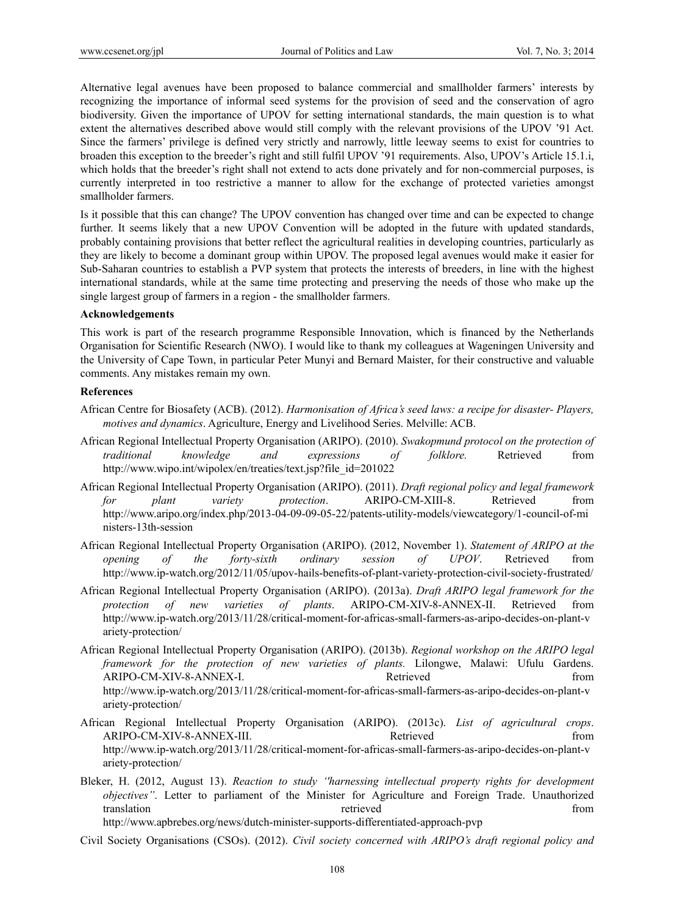Alternative legal avenues have been proposed to balance commercial and smallholder farmers' interests by recognizing the importance of informal seed systems for the provision of seed and the conservation of agro biodiversity. Given the importance of UPOV for setting international standards, the main question is to what extent the alternatives described above would still comply with the relevant provisions of the UPOV '91 Act. Since the farmers' privilege is defined very strictly and narrowly, little leeway seems to exist for countries to broaden this exception to the breeder's right and still fulfil UPOV '91 requirements. Also, UPOV's Article 15.1.i, which holds that the breeder's right shall not extend to acts done privately and for non-commercial purposes, is currently interpreted in too restrictive a manner to allow for the exchange of protected varieties amongst smallholder farmers.

Is it possible that this can change? The UPOV convention has changed over time and can be expected to change further. It seems likely that a new UPOV Convention will be adopted in the future with updated standards, probably containing provisions that better reflect the agricultural realities in developing countries, particularly as they are likely to become a dominant group within UPOV. The proposed legal avenues would make it easier for Sub-Saharan countries to establish a PVP system that protects the interests of breeders, in line with the highest international standards, while at the same time protecting and preserving the needs of those who make up the single largest group of farmers in a region - the smallholder farmers.

**Acknowledgements**

This work is part of the research programme Responsible Innovation, which is financed by the Netherlands Organisation for Scientific Research (NWO). I would like to thank my colleagues at Wageningen University and the University of Cape Town, in particular Peter Munyi and Bernard Maister, for their constructive and valuable comments. Any mistakes remain my own.

**References**

African Centre for Biosafety (ACB). (2012). *Harmonisation of Africa's seed laws: a recipe for disaster- Players, motives and dynamics*. Agriculture, Energy and Livelihood Series. Melville: ACB.

African Regional Intellectual Property Organisation (ARIPO). (2010). *Swakopmund protocol on the protection of traditional knowledge and expressions of folklore.* Retrieved from http://www.wipo.int/wipolex/en/treaties/text.jsp?file_id=201022

African Regional Intellectual Property Organisation (ARIPO). (2011). *Draft regional policy and legal framework for plant variety protection*. ARIPO-CM-XIII-8. Retrieved from http://www.aripo.org/index.php/2013-04-09-09-05-22/patents-utility-models/viewcategory/1-council-of-ministers-13th-session

African Regional Intellectual Property Organisation (ARIPO). (2012, November 1). *Statement of ARIPO at the opening of the forty-sixth ordinary session of UPOV*. Retrieved from http://www.ip-watch.org/2012/11/05/upov-hails-benefits-of-plant-variety-protection-civil-society-frustrated/

African Regional Intellectual Property Organisation (ARIPO). (2013a). *Draft ARIPO legal framework for the protection of new varieties of plants*. ARIPO-CM-XIV-8-ANNEX-II. Retrieved from http://www.ip-watch.org/2013/11/28/critical-moment-for-africas-small-farmers-as-aripo-decides-on-plant-variety-protection/

African Regional Intellectual Property Organisation (ARIPO). (2013b). *Regional workshop on the ARIPO legal framework for the protection of new varieties of plants.* Lilongwe, Malawi: Ufulu Gardens. ARIPO-CM-XIV-8-ANNEX-I. Retrieved from http://www.ip-watch.org/2013/11/28/critical-moment-for-africas-small-farmers-as-aripo-decides-on-plant-variety-protection/

African Regional Intellectual Property Organisation (ARIPO). (2013c). *List of agricultural crops*. ARIPO-CM-XIV-8-ANNEX-III. Retrieved from http://www.ip-watch.org/2013/11/28/critical-moment-for-africas-small-farmers-as-aripo-decides-on-plant-variety-protection/

Bleker, H. (2012, August 13). *Reaction to study "harnessing intellectual property rights for development objectives"*. Letter to parliament of the Minister for Agriculture and Foreign Trade. Unauthorized translation retrieved from http://www.apbrebes.org/news/dutch-minister-supports-differentiated-approach-pvp

Civil Society Organisations (CSOs). (2012). *Civil society concerned with ARIPO's draft regional policy and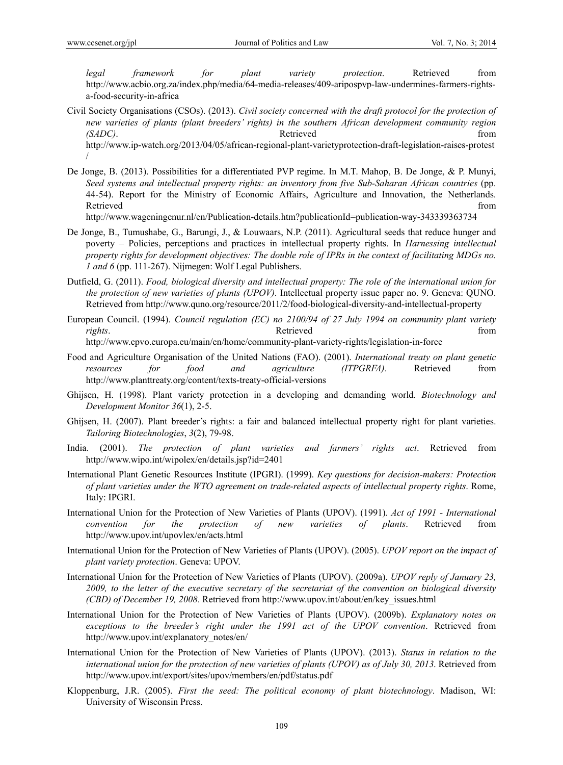*legal framework for plant variety protection*. Retrieved from http://www.acbio.org.za/index.php/media/64-media-releases/409-aripospvp-law-undermines-farmers-rights-a-food-security-in-africa

Civil Society Organisations (CSOs). (2013). *Civil society concerned with the draft protocol for the protection of new varieties of plants (plant breeders' rights) in the southern African development community region (SADC)*. Retrieved from http://www.ip-watch.org/2013/04/05/african-regional-plant-varietyprotection-draft-legislation-raises-protest/

De Jonge, B. (2013). Possibilities for a differentiated PVP regime. In M.T. Mahop, B. De Jonge, & P. Munyi, *Seed systems and intellectual property rights: an inventory from five Sub-Saharan African countries* (pp. 44-54). Report for the Ministry of Economic Affairs, Agriculture and Innovation, the Netherlands. Retrieved from http://www.wageningenur.nl/en/Publication-details.htm?publicationId=publication-way-343339363734

De Jonge, B., Tumushabe, G., Barungi, J., & Louwaars, N.P. (2011). Agricultural seeds that reduce hunger and poverty – Policies, perceptions and practices in intellectual property rights. In *Harnessing intellectual property rights for development objectives: The double role of IPRs in the context of facilitating MDGs no. 1 and 6* (pp. 111-267). Nijmegen: Wolf Legal Publishers.

Dutfield, G. (2011). *Food, biological diversity and intellectual property: The role of the international union for the protection of new varieties of plants (UPOV)*. Intellectual property issue paper no. 9. Geneva: QUNO. Retrieved from http://www.quno.org/resource/2011/2/food-biological-diversity-and-intellectual-property

European Council. (1994). *Council regulation (EC) no 2100/94 of 27 July 1994 on community plant variety rights*. Retrieved from http://www.cpvo.europa.eu/main/en/home/community-plant-variety-rights/legislation-in-force

Food and Agriculture Organisation of the United Nations (FAO). (2001). *International treaty on plant genetic resources for food and agriculture (ITPGRFA)*. Retrieved from http://www.planttreaty.org/content/texts-treaty-official-versions

Ghijsen, H. (1998). Plant variety protection in a developing and demanding world. *Biotechnology and Development Monitor 36*(1), 2-5.

Ghijsen, H. (2007). Plant breeder's rights: a fair and balanced intellectual property right for plant varieties. *Tailoring Biotechnologies*, *3*(2), 79-98.

India. (2001). *The protection of plant varieties and farmers' rights act*. Retrieved from http://www.wipo.int/wipolex/en/details.jsp?id=2401

International Plant Genetic Resources Institute (IPGRI). (1999). *Key questions for decision-makers: Protection of plant varieties under the WTO agreement on trade-related aspects of intellectual property rights*. Rome, Italy: IPGRI.

International Union for the Protection of New Varieties of Plants (UPOV). (1991)*. Act of 1991 - International convention for the protection of new varieties of plants*. Retrieved from http://www.upov.int/upovlex/en/acts.html

International Union for the Protection of New Varieties of Plants (UPOV). (2005). *UPOV report on the impact of plant variety protection*. Geneva: UPOV.

International Union for the Protection of New Varieties of Plants (UPOV). (2009a). *UPOV reply of January 23, 2009, to the letter of the executive secretary of the secretariat of the convention on biological diversity (CBD) of December 19, 2008*. Retrieved from http://www.upov.int/about/en/key_issues.html

International Union for the Protection of New Varieties of Plants (UPOV). (2009b). *Explanatory notes on exceptions to the breeder's right under the 1991 act of the UPOV convention*. Retrieved from http://www.upov.int/explanatory_notes/en/

International Union for the Protection of New Varieties of Plants (UPOV). (2013). *Status in relation to the international union for the protection of new varieties of plants (UPOV) as of July 30, 2013*. Retrieved from http://www.upov.int/export/sites/upov/members/en/pdf/status.pdf

Kloppenburg, J.R. (2005). *First the seed: The political economy of plant biotechnology*. Madison, WI: University of Wisconsin Press.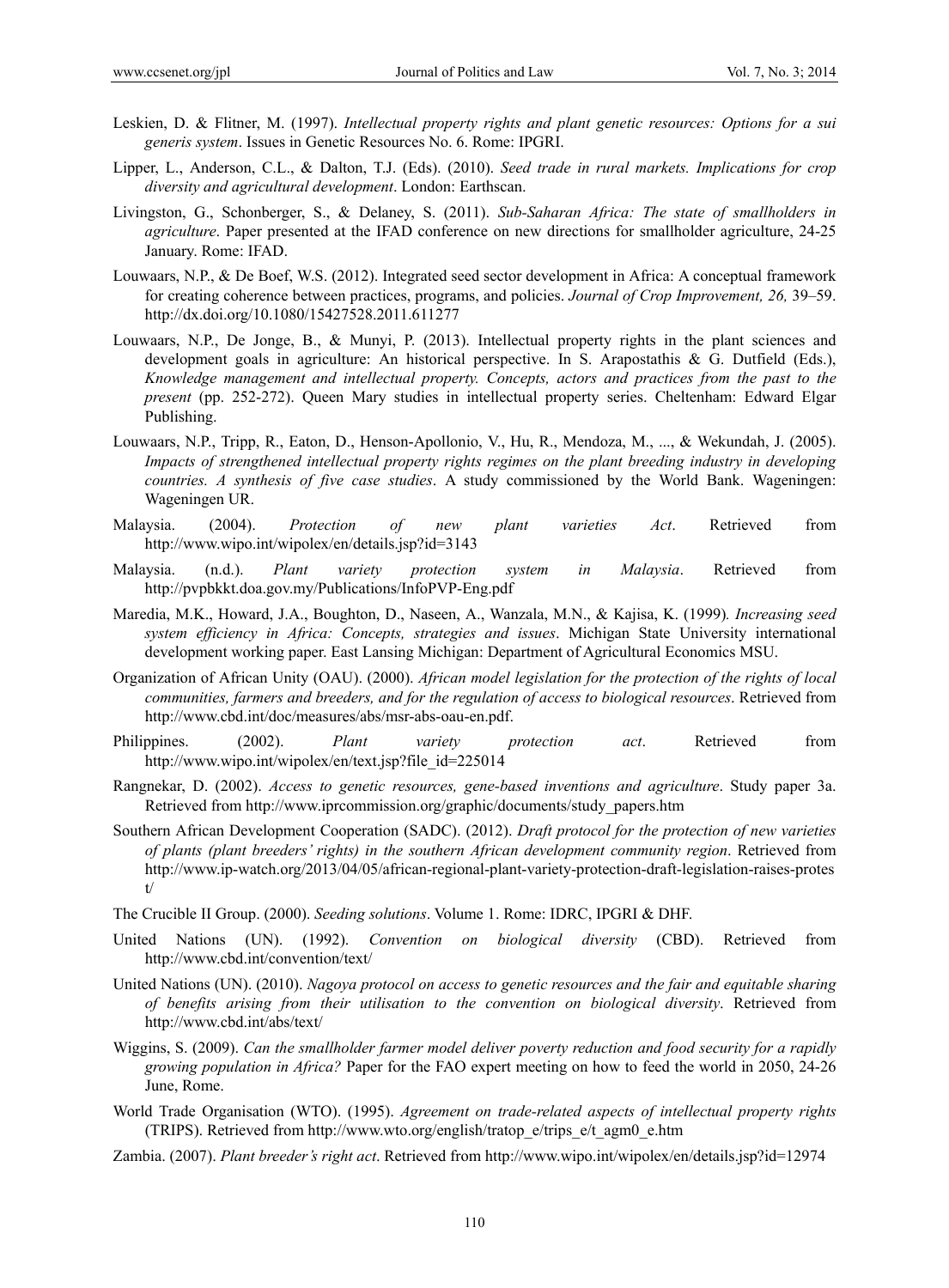Leskien, D. & Flitner, M. (1997). *Intellectual property rights and plant genetic resources: Options for a sui generis system*. Issues in Genetic Resources No. 6. Rome: IPGRI.

Lipper, L., Anderson, C.L., & Dalton, T.J. (Eds). (2010). *Seed trade in rural markets. Implications for crop diversity and agricultural development*. London: Earthscan.

Livingston, G., Schonberger, S., & Delaney, S. (2011). *Sub-Saharan Africa: The state of smallholders in agriculture*. Paper presented at the IFAD conference on new directions for smallholder agriculture, 24-25 January. Rome: IFAD.

Louwaars, N.P., & De Boef, W.S. (2012). Integrated seed sector development in Africa: A conceptual framework for creating coherence between practices, programs, and policies. *Journal of Crop Improvement, 26,* 39–59. http://dx.doi.org/10.1080/15427528.2011.611277

Louwaars, N.P., De Jonge, B., & Munyi, P. (2013). Intellectual property rights in the plant sciences and development goals in agriculture: An historical perspective. In S. Arapostathis & G. Dutfield (Eds.), *Knowledge management and intellectual property. Concepts, actors and practices from the past to the present* (pp. 252-272). Queen Mary studies in intellectual property series. Cheltenham: Edward Elgar Publishing.

Louwaars, N.P., Tripp, R., Eaton, D., Henson-Apollonio, V., Hu, R., Mendoza, M., ..., & Wekundah, J. (2005). *Impacts of strengthened intellectual property rights regimes on the plant breeding industry in developing countries. A synthesis of five case studies*. A study commissioned by the World Bank. Wageningen: Wageningen UR.

Malaysia. (2004). *Protection of new plant varieties Act*. Retrieved from http://www.wipo.int/wipolex/en/details.jsp?id=3143

Malaysia. (n.d.). *Plant variety protection system in Malaysia*. Retrieved from http://pvpbkkt.doa.gov.my/Publications/InfoPVP-Eng.pdf

Maredia, M.K., Howard, J.A., Boughton, D., Naseen, A., Wanzala, M.N., & Kajisa, K. (1999). *Increasing seed system efficiency in Africa: Concepts, strategies and issues*. Michigan State University international development working paper. East Lansing Michigan: Department of Agricultural Economics MSU.

Organization of African Unity (OAU). (2000). *African model legislation for the protection of the rights of local communities, farmers and breeders, and for the regulation of access to biological resources*. Retrieved from http://www.cbd.int/doc/measures/abs/msr-abs-oau-en.pdf.

Philippines. (2002). *Plant variety protection act*. Retrieved from http://www.wipo.int/wipolex/en/text.jsp?file_id=225014

Rangnekar, D. (2002). *Access to genetic resources, gene-based inventions and agriculture*. Study paper 3a. Retrieved from http://www.iprcommission.org/graphic/documents/study_papers.htm

Southern African Development Cooperation (SADC). (2012). *Draft protocol for the protection of new varieties of plants (plant breeders' rights) in the southern African development community region*. Retrieved from http://www.ip-watch.org/2013/04/05/african-regional-plant-variety-protection-draft-legislation-raises-protest/

The Crucible II Group. (2000). *Seeding solutions*. Volume 1. Rome: IDRC, IPGRI & DHF.

United Nations (UN). (1992). *Convention on biological diversity* (CBD). Retrieved from http://www.cbd.int/convention/text/

United Nations (UN). (2010). *Nagoya protocol on access to genetic resources and the fair and equitable sharing of benefits arising from their utilisation to the convention on biological diversity*. Retrieved from http://www.cbd.int/abs/text/

Wiggins, S. (2009). *Can the smallholder farmer model deliver poverty reduction and food security for a rapidly growing population in Africa?* Paper for the FAO expert meeting on how to feed the world in 2050, 24-26 June, Rome.

World Trade Organisation (WTO). (1995). *Agreement on trade-related aspects of intellectual property rights* (TRIPS). Retrieved from http://www.wto.org/english/tratop_e/trips_e/t_agm0_e.htm

Zambia. (2007). *Plant breeder's right act*. Retrieved from http://www.wipo.int/wipolex/en/details.jsp?id=12974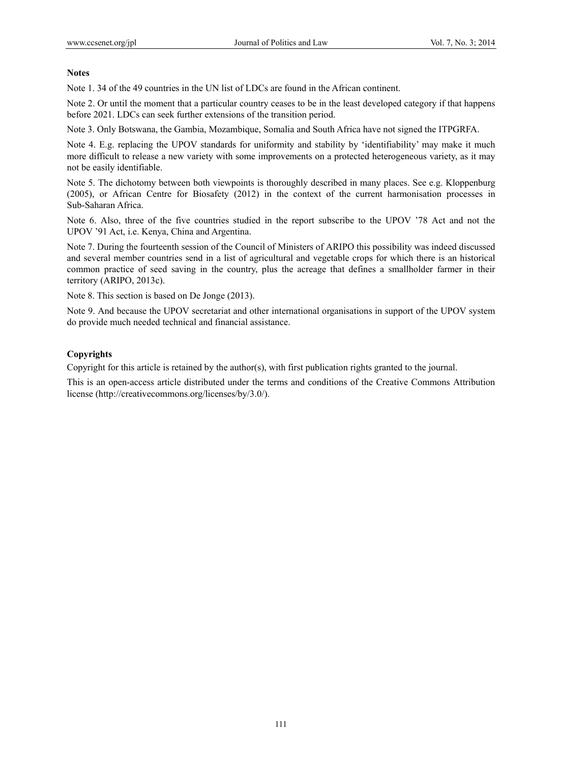## Notes

Note 1. 34 of the 49 countries in the UN list of LDCs are found in the African continent.

Note 2. Or until the moment that a particular country ceases to be in the least developed category if that happens before 2021. LDCs can seek further extensions of the transition period.

Note 3. Only Botswana, the Gambia, Mozambique, Somalia and South Africa have not signed the ITPGRFA.

Note 4. E.g. replacing the UPOV standards for uniformity and stability by 'identifiability' may make it much more difficult to release a new variety with some improvements on a protected heterogeneous variety, as it may not be easily identifiable.

Note 5. The dichotomy between both viewpoints is thoroughly described in many places. See e.g. Kloppenburg (2005), or African Centre for Biosafety (2012) in the context of the current harmonisation processes in Sub-Saharan Africa.

Note 6. Also, three of the five countries studied in the report subscribe to the UPOV '78 Act and not the UPOV '91 Act, i.e. Kenya, China and Argentina.

Note 7. During the fourteenth session of the Council of Ministers of ARIPO this possibility was indeed discussed and several member countries send in a list of agricultural and vegetable crops for which there is an historical common practice of seed saving in the country, plus the acreage that defines a smallholder farmer in their territory (ARIPO, 2013c).

Note 8. This section is based on De Jonge (2013).

Note 9. And because the UPOV secretariat and other international organisations in support of the UPOV system do provide much needed technical and financial assistance.

## Copyrights

Copyright for this article is retained by the author(s), with first publication rights granted to the journal.

This is an open-access article distributed under the terms and conditions of the Creative Commons Attribution license (http://creativecommons.org/licenses/by/3.0/).